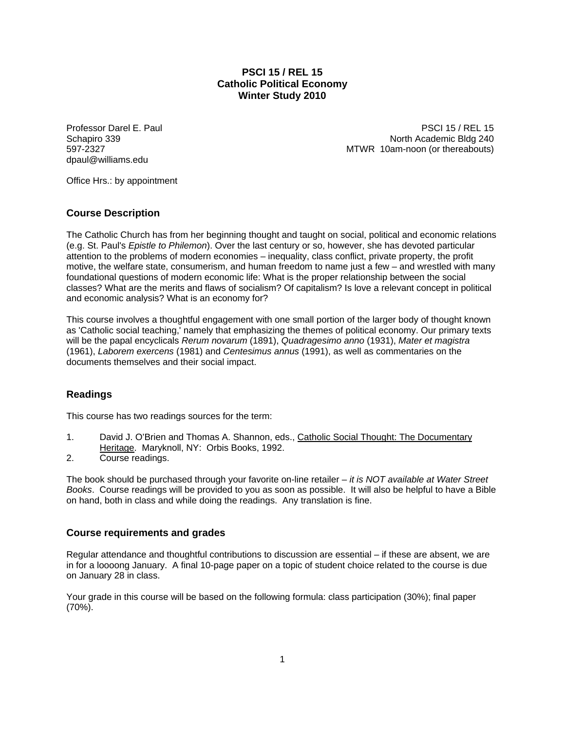**PSCI 15 / REL 15**
**Catholic Political Economy**
**Winter Study 2010**

Professor Darel E. Paul
Schapiro 339
597-2327
dpaul@williams.edu

PSCI 15 / REL 15
North Academic Bldg 240
MTWR 10am-noon (or thereabouts)

Office Hrs.: by appointment

## Course Description

The Catholic Church has from her beginning thought and taught on social, political and economic relations (e.g. St. Paul's *Epistle to Philemon*). Over the last century or so, however, she has devoted particular attention to the problems of modern economies – inequality, class conflict, private property, the profit motive, the welfare state, consumerism, and human freedom to name just a few – and wrestled with many foundational questions of modern economic life: What is the proper relationship between the social classes? What are the merits and flaws of socialism? Of capitalism? Is love a relevant concept in political and economic analysis? What is an economy for?

This course involves a thoughtful engagement with one small portion of the larger body of thought known as 'Catholic social teaching,' namely that emphasizing the themes of political economy. Our primary texts will be the papal encyclicals *Rerum novarum* (1891), *Quadragesimo anno* (1931), *Mater et magistra* (1961), *Laborem exercens* (1981) and *Centesimus annus* (1991), as well as commentaries on the documents themselves and their social impact.

## Readings

This course has two readings sources for the term:

1. David J. O'Brien and Thomas A. Shannon, eds., Catholic Social Thought: The Documentary Heritage. Maryknoll, NY: Orbis Books, 1992.
2. Course readings.

The book should be purchased through your favorite on-line retailer – *it is NOT available at Water Street Books*. Course readings will be provided to you as soon as possible. It will also be helpful to have a Bible on hand, both in class and while doing the readings. Any translation is fine.

## Course requirements and grades

Regular attendance and thoughtful contributions to discussion are essential – if these are absent, we are in for a loooong January. A final 10-page paper on a topic of student choice related to the course is due on January 28 in class.

Your grade in this course will be based on the following formula: class participation (30%); final paper (70%).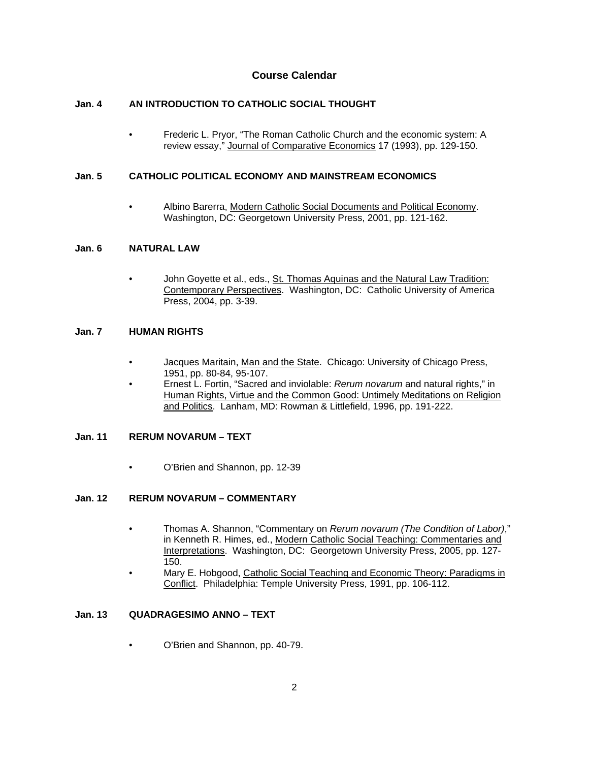## Course Calendar

### Jan. 4 AN INTRODUCTION TO CATHOLIC SOCIAL THOUGHT

- Frederic L. Pryor, "The Roman Catholic Church and the economic system: A review essay," Journal of Comparative Economics 17 (1993), pp. 129-150.

### Jan. 5 CATHOLIC POLITICAL ECONOMY AND MAINSTREAM ECONOMICS

- Albino Barerra, Modern Catholic Social Documents and Political Economy. Washington, DC: Georgetown University Press, 2001, pp. 121-162.

### Jan. 6 NATURAL LAW

- John Goyette et al., eds., St. Thomas Aquinas and the Natural Law Tradition: Contemporary Perspectives. Washington, DC: Catholic University of America Press, 2004, pp. 3-39.

### Jan. 7 HUMAN RIGHTS

- Jacques Maritain, Man and the State. Chicago: University of Chicago Press, 1951, pp. 80-84, 95-107.
- Ernest L. Fortin, "Sacred and inviolable: *Rerum novarum* and natural rights," in Human Rights, Virtue and the Common Good: Untimely Meditations on Religion and Politics. Lanham, MD: Rowman & Littlefield, 1996, pp. 191-222.

### Jan. 11 RERUM NOVARUM – TEXT

- O'Brien and Shannon, pp. 12-39

### Jan. 12 RERUM NOVARUM – COMMENTARY

- Thomas A. Shannon, "Commentary on *Rerum novarum (The Condition of Labor)*," in Kenneth R. Himes, ed., Modern Catholic Social Teaching: Commentaries and Interpretations. Washington, DC: Georgetown University Press, 2005, pp. 127-150.
- Mary E. Hobgood, Catholic Social Teaching and Economic Theory: Paradigms in Conflict. Philadelphia: Temple University Press, 1991, pp. 106-112.

### Jan. 13 QUADRAGESIMO ANNO – TEXT

- O'Brien and Shannon, pp. 40-79.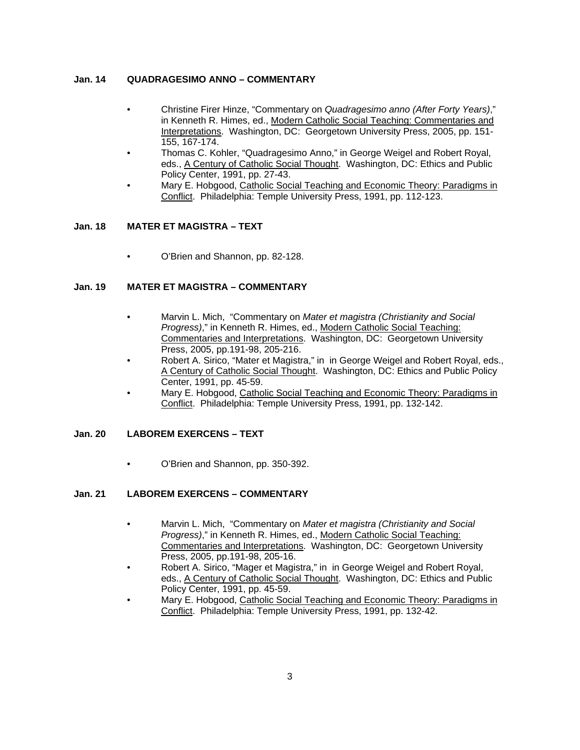**Jan. 14 QUADRAGESIMO ANNO – COMMENTARY**

- Christine Firer Hinze, "Commentary on *Quadragesimo anno (After Forty Years)*," in Kenneth R. Himes, ed., Modern Catholic Social Teaching: Commentaries and Interpretations. Washington, DC: Georgetown University Press, 2005, pp. 151-155, 167-174.
- Thomas C. Kohler, "Quadragesimo Anno," in George Weigel and Robert Royal, eds., A Century of Catholic Social Thought. Washington, DC: Ethics and Public Policy Center, 1991, pp. 27-43.
- Mary E. Hobgood, Catholic Social Teaching and Economic Theory: Paradigms in Conflict. Philadelphia: Temple University Press, 1991, pp. 112-123.

**Jan. 18 MATER ET MAGISTRA – TEXT**

- O'Brien and Shannon, pp. 82-128.

**Jan. 19 MATER ET MAGISTRA – COMMENTARY**

- Marvin L. Mich, "Commentary on *Mater et magistra (Christianity and Social Progress)*," in Kenneth R. Himes, ed., Modern Catholic Social Teaching: Commentaries and Interpretations. Washington, DC: Georgetown University Press, 2005, pp.191-98, 205-216.
- Robert A. Sirico, "Mater et Magistra," in in George Weigel and Robert Royal, eds., A Century of Catholic Social Thought. Washington, DC: Ethics and Public Policy Center, 1991, pp. 45-59.
- Mary E. Hobgood, Catholic Social Teaching and Economic Theory: Paradigms in Conflict. Philadelphia: Temple University Press, 1991, pp. 132-142.

**Jan. 20 LABOREM EXERCENS – TEXT**

- O'Brien and Shannon, pp. 350-392.

**Jan. 21 LABOREM EXERCENS – COMMENTARY**

- Marvin L. Mich, "Commentary on *Mater et magistra (Christianity and Social Progress)*," in Kenneth R. Himes, ed., Modern Catholic Social Teaching: Commentaries and Interpretations. Washington, DC: Georgetown University Press, 2005, pp.191-98, 205-16.
- Robert A. Sirico, "Mager et Magistra," in in George Weigel and Robert Royal, eds., A Century of Catholic Social Thought. Washington, DC: Ethics and Public Policy Center, 1991, pp. 45-59.
- Mary E. Hobgood, Catholic Social Teaching and Economic Theory: Paradigms in Conflict. Philadelphia: Temple University Press, 1991, pp. 132-42.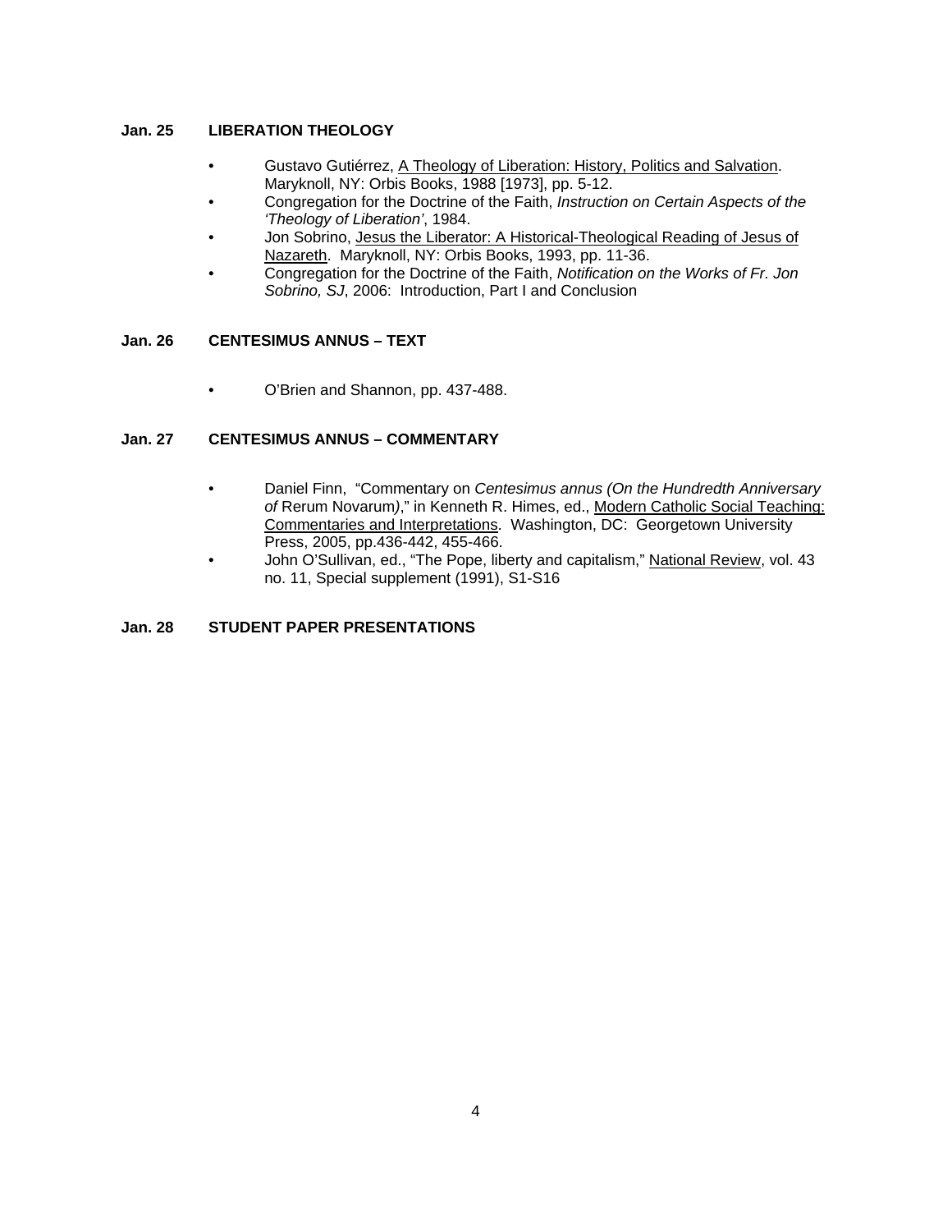**Jan. 25 LIBERATION THEOLOGY**

- Gustavo Gutiérrez, A Theology of Liberation: History, Politics and Salvation. Maryknoll, NY: Orbis Books, 1988 [1973], pp. 5-12.
- Congregation for the Doctrine of the Faith, *Instruction on Certain Aspects of the 'Theology of Liberation'*, 1984.
- Jon Sobrino, Jesus the Liberator: A Historical-Theological Reading of Jesus of Nazareth. Maryknoll, NY: Orbis Books, 1993, pp. 11-36.
- Congregation for the Doctrine of the Faith, *Notification on the Works of Fr. Jon Sobrino, SJ*, 2006: Introduction, Part I and Conclusion

**Jan. 26 CENTESIMUS ANNUS – TEXT**

- O'Brien and Shannon, pp. 437-488.

**Jan. 27 CENTESIMUS ANNUS – COMMENTARY**

- Daniel Finn, "Commentary on *Centesimus annus (On the Hundredth Anniversary of* Rerum Novarum*)*," in Kenneth R. Himes, ed., Modern Catholic Social Teaching: Commentaries and Interpretations. Washington, DC: Georgetown University Press, 2005, pp.436-442, 455-466.
- John O'Sullivan, ed., "The Pope, liberty and capitalism," National Review, vol. 43 no. 11, Special supplement (1991), S1-S16

**Jan. 28 STUDENT PAPER PRESENTATIONS**